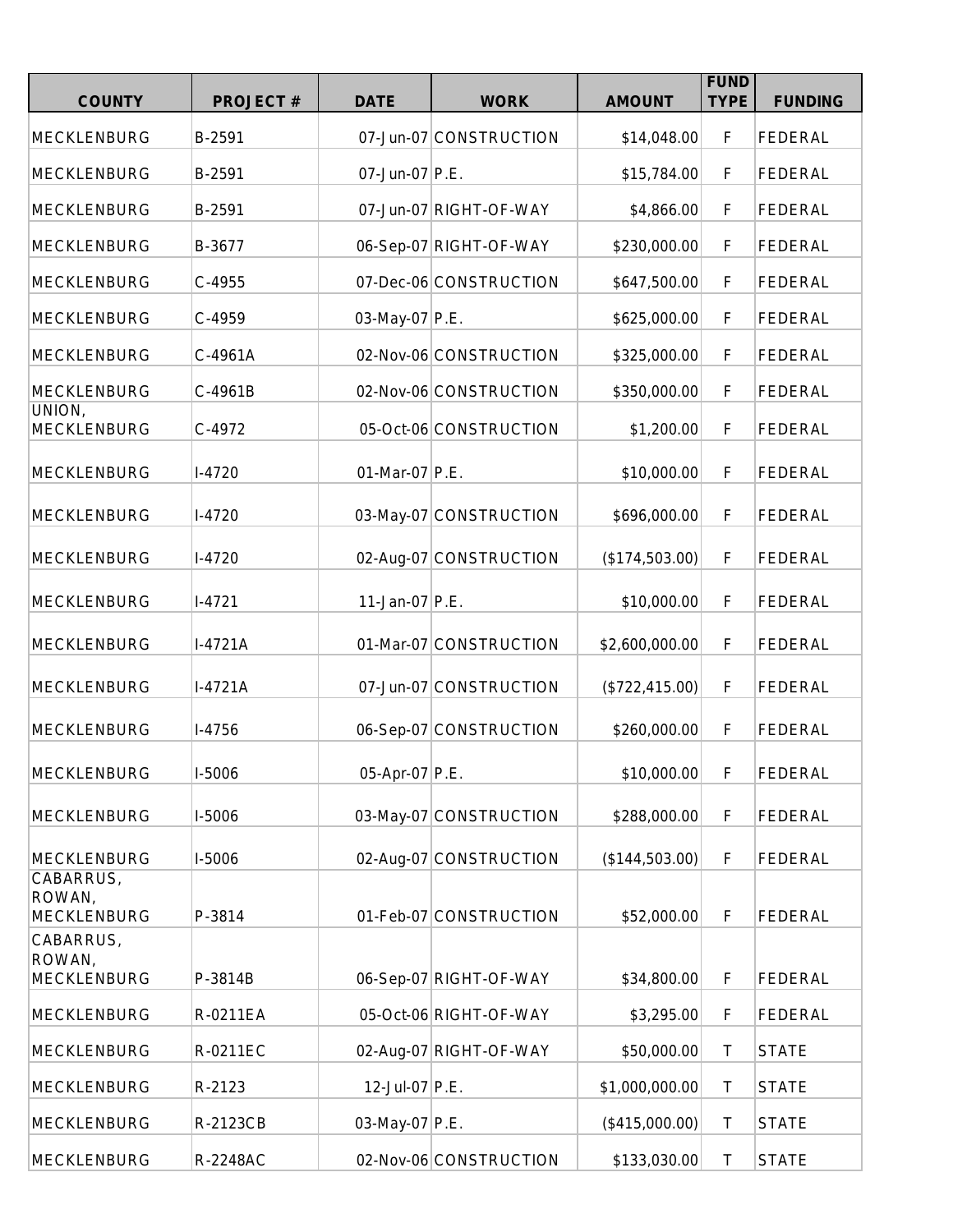| COUNTY | PROJECT # | DATE | WORK | AMOUNT | FUND TYPE | FUNDING |
|---|---|---|---|---|---|---|
| MECKLENBURG | B-2591 | 07-Jun-07 | CONSTRUCTION | $14,048.00 | F | FEDERAL |
| MECKLENBURG | B-2591 | 07-Jun-07 | P.E. | $15,784.00 | F | FEDERAL |
| MECKLENBURG | B-2591 | 07-Jun-07 | RIGHT-OF-WAY | $4,866.00 | F | FEDERAL |
| MECKLENBURG | B-3677 | 06-Sep-07 | RIGHT-OF-WAY | $230,000.00 | F | FEDERAL |
| MECKLENBURG | C-4955 | 07-Dec-06 | CONSTRUCTION | $647,500.00 | F | FEDERAL |
| MECKLENBURG | C-4959 | 03-May-07 | P.E. | $625,000.00 | F | FEDERAL |
| MECKLENBURG | C-4961A | 02-Nov-06 | CONSTRUCTION | $325,000.00 | F | FEDERAL |
| MECKLENBURG | C-4961B | 02-Nov-06 | CONSTRUCTION | $350,000.00 | F | FEDERAL |
| UNION, MECKLENBURG | C-4972 | 05-Oct-06 | CONSTRUCTION | $1,200.00 | F | FEDERAL |
| MECKLENBURG | I-4720 | 01-Mar-07 | P.E. | $10,000.00 | F | FEDERAL |
| MECKLENBURG | I-4720 | 03-May-07 | CONSTRUCTION | $696,000.00 | F | FEDERAL |
| MECKLENBURG | I-4720 | 02-Aug-07 | CONSTRUCTION | ($174,503.00) | F | FEDERAL |
| MECKLENBURG | I-4721 | 11-Jan-07 | P.E. | $10,000.00 | F | FEDERAL |
| MECKLENBURG | I-4721A | 01-Mar-07 | CONSTRUCTION | $2,600,000.00 | F | FEDERAL |
| MECKLENBURG | I-4721A | 07-Jun-07 | CONSTRUCTION | ($722,415.00) | F | FEDERAL |
| MECKLENBURG | I-4756 | 06-Sep-07 | CONSTRUCTION | $260,000.00 | F | FEDERAL |
| MECKLENBURG | I-5006 | 05-Apr-07 | P.E. | $10,000.00 | F | FEDERAL |
| MECKLENBURG | I-5006 | 03-May-07 | CONSTRUCTION | $288,000.00 | F | FEDERAL |
| MECKLENBURG | I-5006 | 02-Aug-07 | CONSTRUCTION | ($144,503.00) | F | FEDERAL |
| CABARRUS, ROWAN, MECKLENBURG | P-3814 | 01-Feb-07 | CONSTRUCTION | $52,000.00 | F | FEDERAL |
| CABARRUS, ROWAN, MECKLENBURG | P-3814B | 06-Sep-07 | RIGHT-OF-WAY | $34,800.00 | F | FEDERAL |
| MECKLENBURG | R-0211EA | 05-Oct-06 | RIGHT-OF-WAY | $3,295.00 | F | FEDERAL |
| MECKLENBURG | R-0211EC | 02-Aug-07 | RIGHT-OF-WAY | $50,000.00 | T | STATE |
| MECKLENBURG | R-2123 | 12-Jul-07 | P.E. | $1,000,000.00 | T | STATE |
| MECKLENBURG | R-2123CB | 03-May-07 | P.E. | ($415,000.00) | T | STATE |
| MECKLENBURG | R-2248AC | 02-Nov-06 | CONSTRUCTION | $133,030.00 | T | STATE |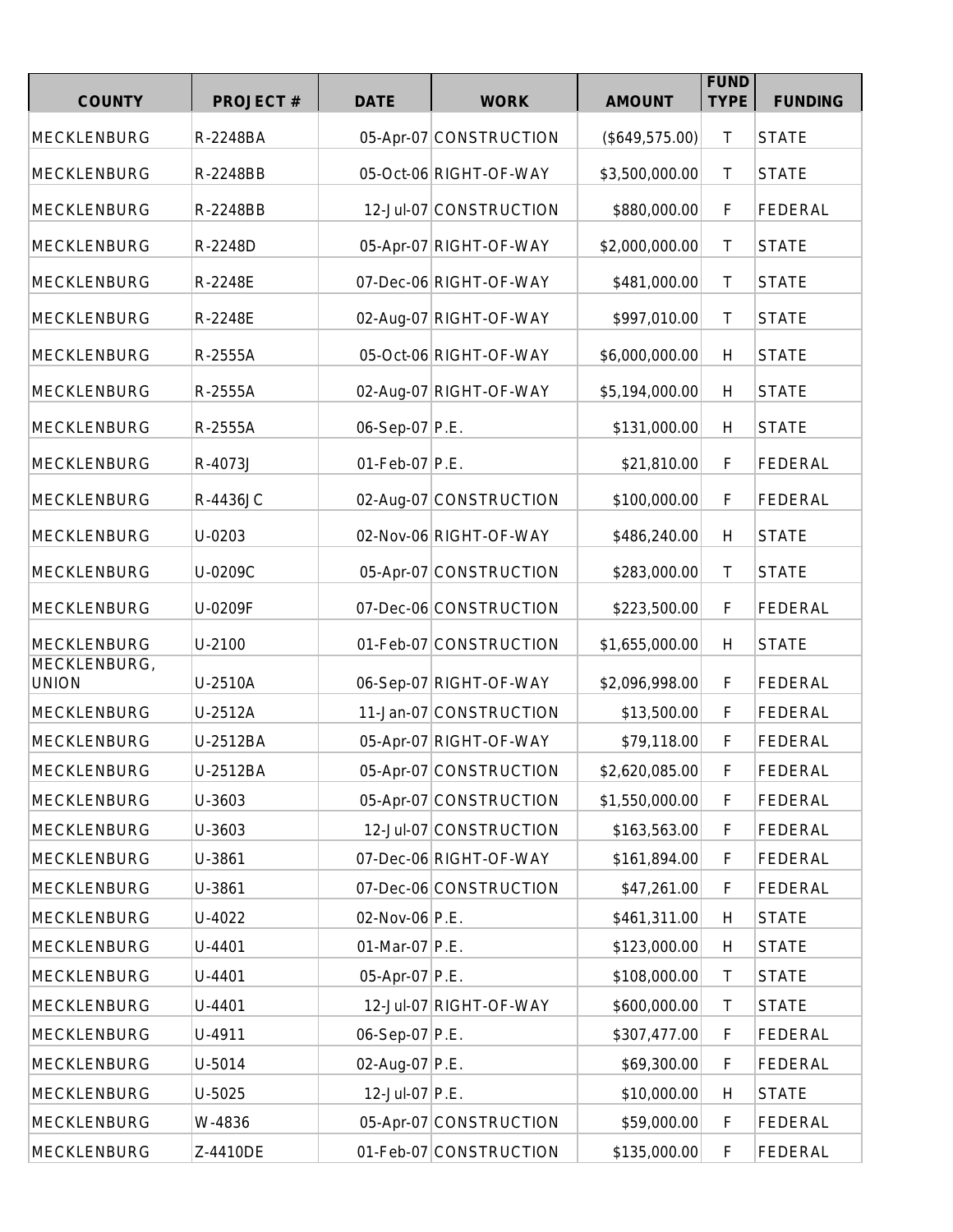| COUNTY | PROJECT # | DATE | WORK | AMOUNT | FUND TYPE | FUNDING |
|---|---|---|---|---|---|---|
| MECKLENBURG | R-2248BA | 05-Apr-07 | CONSTRUCTION | ($649,575.00) | T | STATE |
| MECKLENBURG | R-2248BB | 05-Oct-06 | RIGHT-OF-WAY | $3,500,000.00 | T | STATE |
| MECKLENBURG | R-2248BB | 12-Jul-07 | CONSTRUCTION | $880,000.00 | F | FEDERAL |
| MECKLENBURG | R-2248D | 05-Apr-07 | RIGHT-OF-WAY | $2,000,000.00 | T | STATE |
| MECKLENBURG | R-2248E | 07-Dec-06 | RIGHT-OF-WAY | $481,000.00 | T | STATE |
| MECKLENBURG | R-2248E | 02-Aug-07 | RIGHT-OF-WAY | $997,010.00 | T | STATE |
| MECKLENBURG | R-2555A | 05-Oct-06 | RIGHT-OF-WAY | $6,000,000.00 | H | STATE |
| MECKLENBURG | R-2555A | 02-Aug-07 | RIGHT-OF-WAY | $5,194,000.00 | H | STATE |
| MECKLENBURG | R-2555A | 06-Sep-07 | P.E. | $131,000.00 | H | STATE |
| MECKLENBURG | R-4073J | 01-Feb-07 | P.E. | $21,810.00 | F | FEDERAL |
| MECKLENBURG | R-4436JC | 02-Aug-07 | CONSTRUCTION | $100,000.00 | F | FEDERAL |
| MECKLENBURG | U-0203 | 02-Nov-06 | RIGHT-OF-WAY | $486,240.00 | H | STATE |
| MECKLENBURG | U-0209C | 05-Apr-07 | CONSTRUCTION | $283,000.00 | T | STATE |
| MECKLENBURG | U-0209F | 07-Dec-06 | CONSTRUCTION | $223,500.00 | F | FEDERAL |
| MECKLENBURG | U-2100 | 01-Feb-07 | CONSTRUCTION | $1,655,000.00 | H | STATE |
| MECKLENBURG, UNION | U-2510A | 06-Sep-07 | RIGHT-OF-WAY | $2,096,998.00 | F | FEDERAL |
| MECKLENBURG | U-2512A | 11-Jan-07 | CONSTRUCTION | $13,500.00 | F | FEDERAL |
| MECKLENBURG | U-2512BA | 05-Apr-07 | RIGHT-OF-WAY | $79,118.00 | F | FEDERAL |
| MECKLENBURG | U-2512BA | 05-Apr-07 | CONSTRUCTION | $2,620,085.00 | F | FEDERAL |
| MECKLENBURG | U-3603 | 05-Apr-07 | CONSTRUCTION | $1,550,000.00 | F | FEDERAL |
| MECKLENBURG | U-3603 | 12-Jul-07 | CONSTRUCTION | $163,563.00 | F | FEDERAL |
| MECKLENBURG | U-3861 | 07-Dec-06 | RIGHT-OF-WAY | $161,894.00 | F | FEDERAL |
| MECKLENBURG | U-3861 | 07-Dec-06 | CONSTRUCTION | $47,261.00 | F | FEDERAL |
| MECKLENBURG | U-4022 | 02-Nov-06 | P.E. | $461,311.00 | H | STATE |
| MECKLENBURG | U-4401 | 01-Mar-07 | P.E. | $123,000.00 | H | STATE |
| MECKLENBURG | U-4401 | 05-Apr-07 | P.E. | $108,000.00 | T | STATE |
| MECKLENBURG | U-4401 | 12-Jul-07 | RIGHT-OF-WAY | $600,000.00 | T | STATE |
| MECKLENBURG | U-4911 | 06-Sep-07 | P.E. | $307,477.00 | F | FEDERAL |
| MECKLENBURG | U-5014 | 02-Aug-07 | P.E. | $69,300.00 | F | FEDERAL |
| MECKLENBURG | U-5025 | 12-Jul-07 | P.E. | $10,000.00 | H | STATE |
| MECKLENBURG | W-4836 | 05-Apr-07 | CONSTRUCTION | $59,000.00 | F | FEDERAL |
| MECKLENBURG | Z-4410DE | 01-Feb-07 | CONSTRUCTION | $135,000.00 | F | FEDERAL |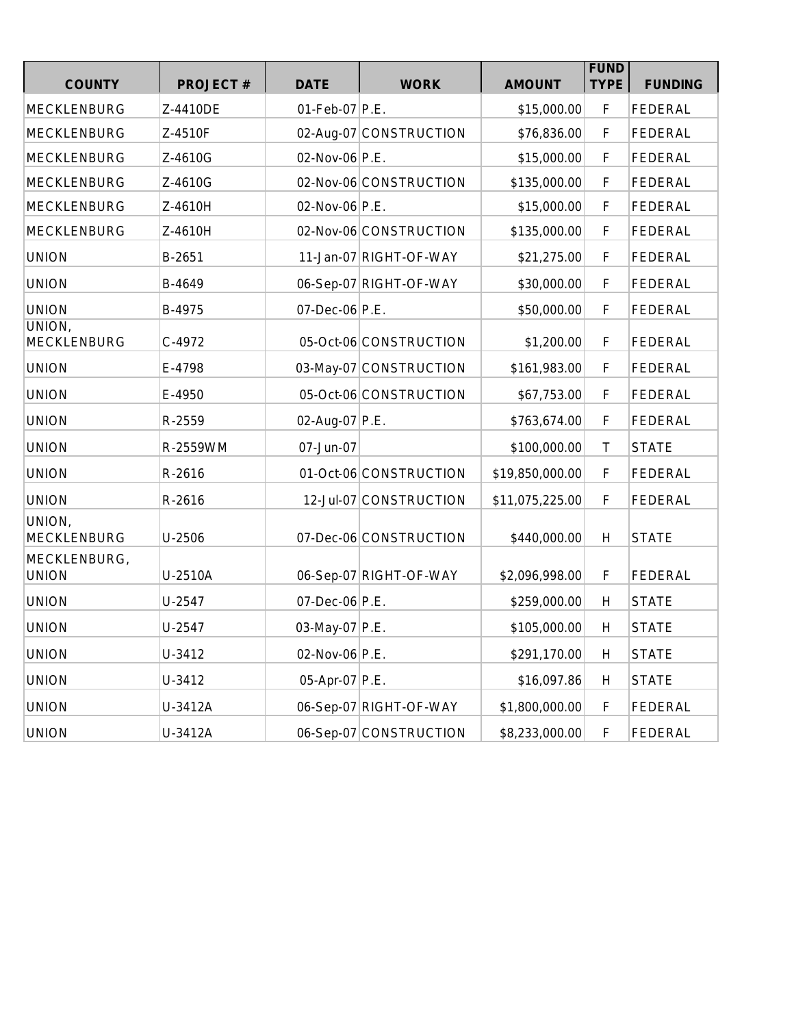| COUNTY | PROJECT # | DATE | WORK | AMOUNT | FUND TYPE | FUNDING |
|---|---|---|---|---|---|---|
| MECKLENBURG | Z-4410DE | 01-Feb-07 | P.E. | $15,000.00 | F | FEDERAL |
| MECKLENBURG | Z-4510F | 02-Aug-07 | CONSTRUCTION | $76,836.00 | F | FEDERAL |
| MECKLENBURG | Z-4610G | 02-Nov-06 | P.E. | $15,000.00 | F | FEDERAL |
| MECKLENBURG | Z-4610G | 02-Nov-06 | CONSTRUCTION | $135,000.00 | F | FEDERAL |
| MECKLENBURG | Z-4610H | 02-Nov-06 | P.E. | $15,000.00 | F | FEDERAL |
| MECKLENBURG | Z-4610H | 02-Nov-06 | CONSTRUCTION | $135,000.00 | F | FEDERAL |
| UNION | B-2651 | 11-Jan-07 | RIGHT-OF-WAY | $21,275.00 | F | FEDERAL |
| UNION | B-4649 | 06-Sep-07 | RIGHT-OF-WAY | $30,000.00 | F | FEDERAL |
| UNION | B-4975 | 07-Dec-06 | P.E. | $50,000.00 | F | FEDERAL |
| UNION, MECKLENBURG | C-4972 | 05-Oct-06 | CONSTRUCTION | $1,200.00 | F | FEDERAL |
| UNION | E-4798 | 03-May-07 | CONSTRUCTION | $161,983.00 | F | FEDERAL |
| UNION | E-4950 | 05-Oct-06 | CONSTRUCTION | $67,753.00 | F | FEDERAL |
| UNION | R-2559 | 02-Aug-07 | P.E. | $763,674.00 | F | FEDERAL |
| UNION | R-2559WM | 07-Jun-07 | | $100,000.00 | T | STATE |
| UNION | R-2616 | 01-Oct-06 | CONSTRUCTION | $19,850,000.00 | F | FEDERAL |
| UNION | R-2616 | 12-Jul-07 | CONSTRUCTION | $11,075,225.00 | F | FEDERAL |
| UNION, MECKLENBURG | U-2506 | 07-Dec-06 | CONSTRUCTION | $440,000.00 | H | STATE |
| MECKLENBURG, UNION | U-2510A | 06-Sep-07 | RIGHT-OF-WAY | $2,096,998.00 | F | FEDERAL |
| UNION | U-2547 | 07-Dec-06 | P.E. | $259,000.00 | H | STATE |
| UNION | U-2547 | 03-May-07 | P.E. | $105,000.00 | H | STATE |
| UNION | U-3412 | 02-Nov-06 | P.E. | $291,170.00 | H | STATE |
| UNION | U-3412 | 05-Apr-07 | P.E. | $16,097.86 | H | STATE |
| UNION | U-3412A | 06-Sep-07 | RIGHT-OF-WAY | $1,800,000.00 | F | FEDERAL |
| UNION | U-3412A | 06-Sep-07 | CONSTRUCTION | $8,233,000.00 | F | FEDERAL |